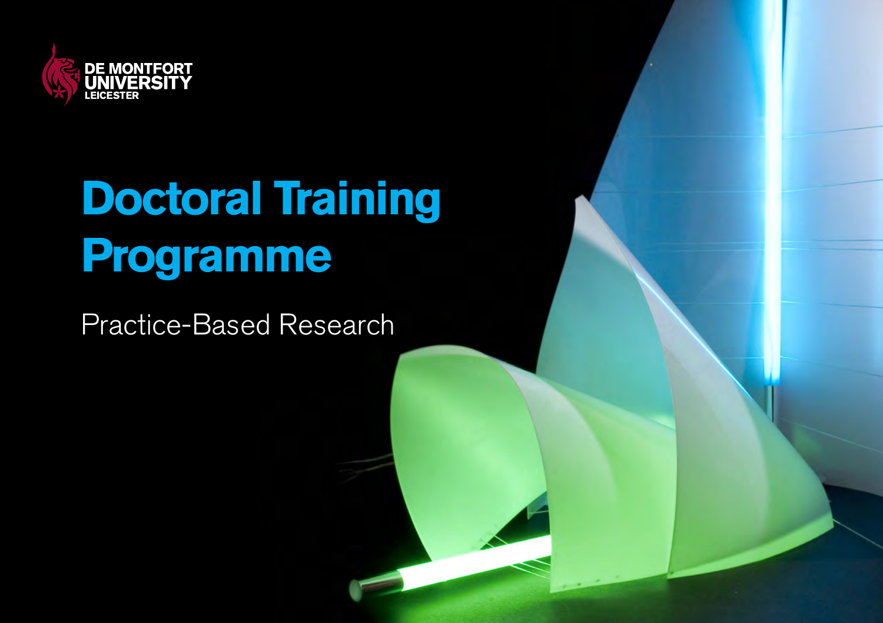DE MONTFORT UNIVERSITY LEICESTER

# Doctoral Training Programme

## Practice-Based Research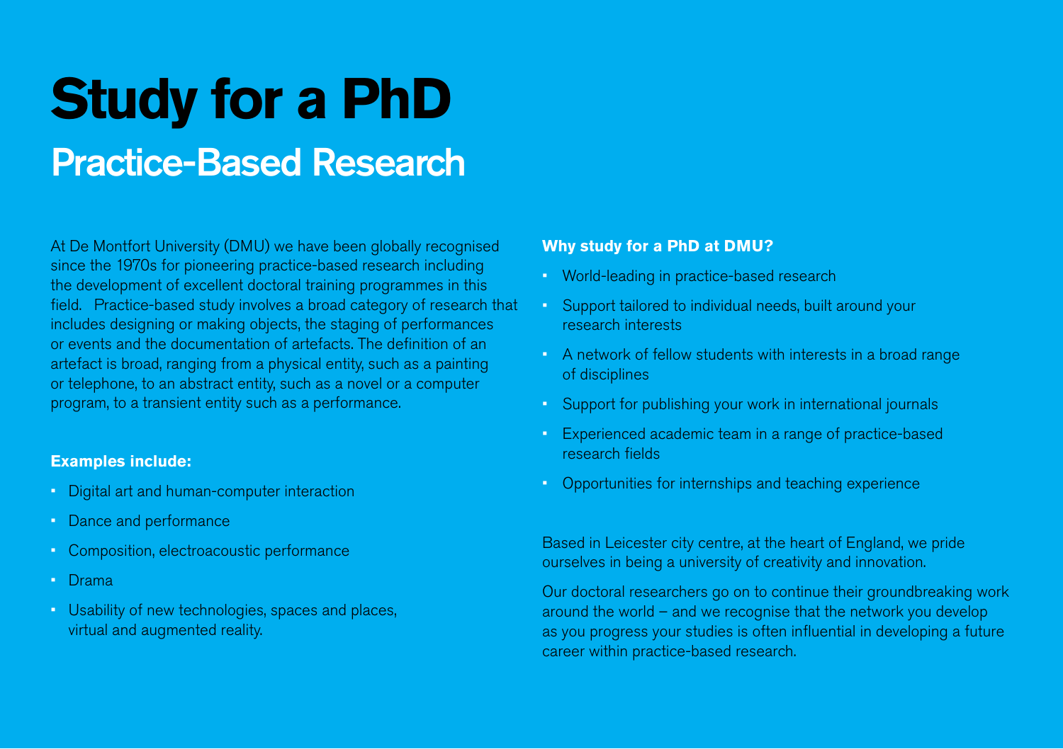# Study for a PhD

## Practice-Based Research

At De Montfort University (DMU) we have been globally recognised since the 1970s for pioneering practice-based research including the development of excellent doctoral training programmes in this field. Practice-based study involves a broad category of research that includes designing or making objects, the staging of performances or events and the documentation of artefacts. The definition of an artefact is broad, ranging from a physical entity, such as a painting or telephone, to an abstract entity, such as a novel or a computer program, to a transient entity such as a performance.

**Examples include:**

- Digital art and human-computer interaction
- Dance and performance
- Composition, electroacoustic performance
- Drama
- Usability of new technologies, spaces and places, virtual and augmented reality.

**Why study for a PhD at DMU?**

- World-leading in practice-based research
- Support tailored to individual needs, built around your research interests
- A network of fellow students with interests in a broad range of disciplines
- Support for publishing your work in international journals
- Experienced academic team in a range of practice-based research fields
- Opportunities for internships and teaching experience

Based in Leicester city centre, at the heart of England, we pride ourselves in being a university of creativity and innovation.

Our doctoral researchers go on to continue their groundbreaking work around the world – and we recognise that the network you develop as you progress your studies is often influential in developing a future career within practice-based research.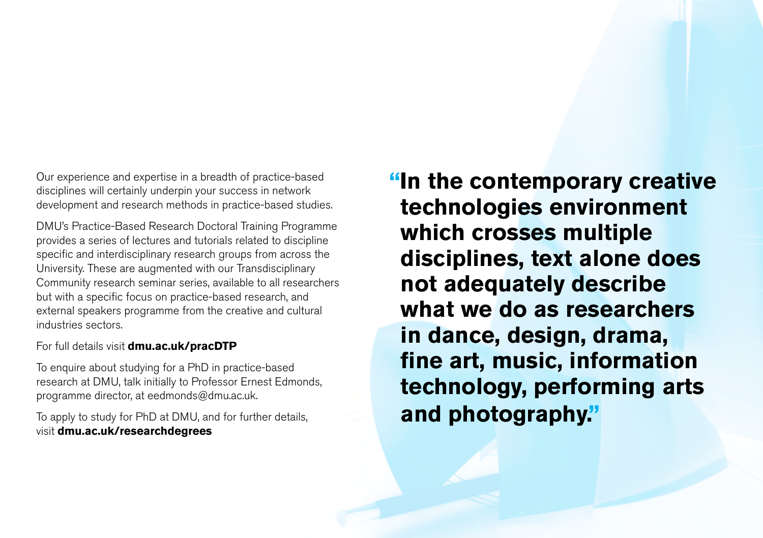Our experience and expertise in a breadth of practice-based disciplines will certainly underpin your success in network development and research methods in practice-based studies.

DMU's Practice-Based Research Doctoral Training Programme provides a series of lectures and tutorials related to discipline specific and interdisciplinary research groups from across the University. These are augmented with our Transdisciplinary Community research seminar series, available to all researchers but with a specific focus on practice-based research, and external speakers programme from the creative and cultural industries sectors.

For full details visit **dmu.ac.uk/pracDTP**

To enquire about studying for a PhD in practice-based research at DMU, talk initially to Professor Ernest Edmonds, programme director, at eedmonds@dmu.ac.uk.

To apply to study for PhD at DMU, and for further details, visit **dmu.ac.uk/researchdegrees**

> **"In the contemporary creative technologies environment which crosses multiple disciplines, text alone does not adequately describe what we do as researchers in dance, design, drama, fine art, music, information technology, performing arts and photography."**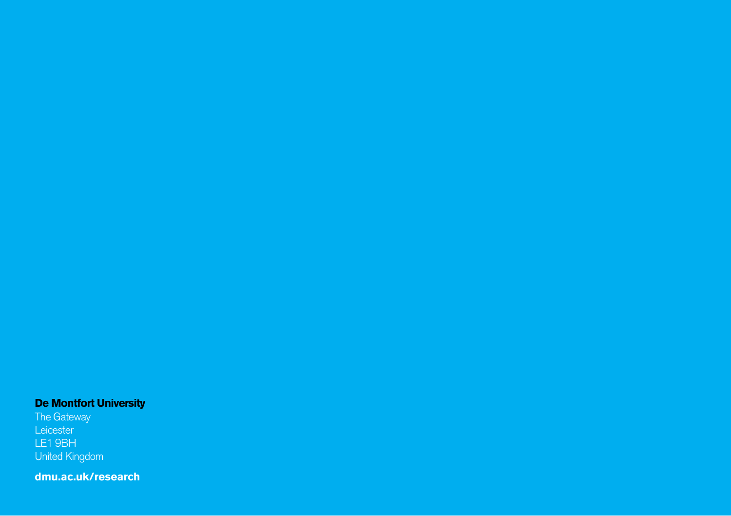**De Montfort University**
The Gateway
Leicester
LE1 9BH
United Kingdom

**dmu.ac.uk/research**